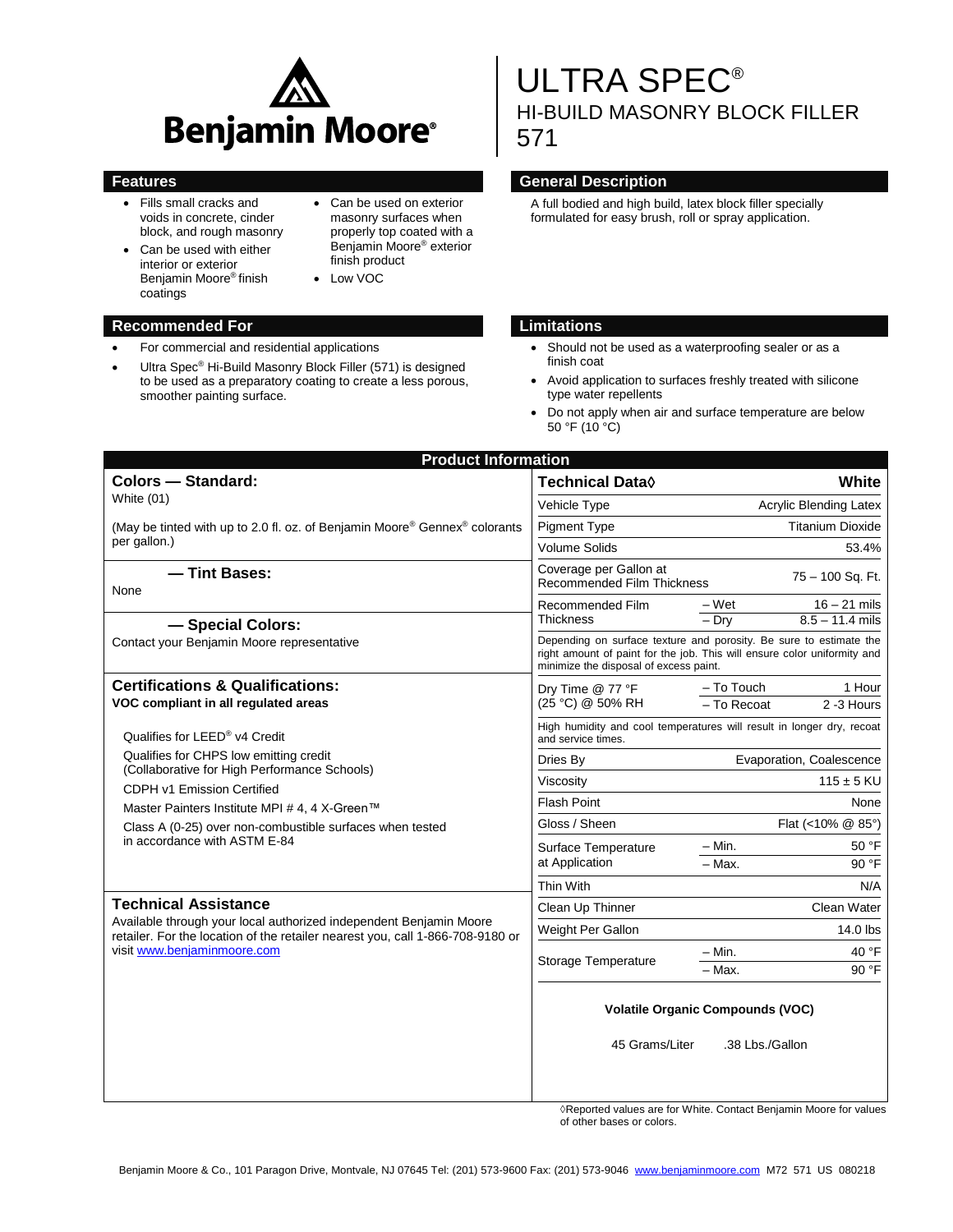Benjamin Moore®

# ULTRA SPEC®
## HI-BUILD MASONRY BLOCK FILLER
## 571

## Features

- Fills small cracks and voids in concrete, cinder block, and rough masonry
- Can be used with either interior or exterior Benjamin Moore® finish coatings
- Can be used on exterior masonry surfaces when properly top coated with a Benjamin Moore® exterior finish product
- Low VOC

## General Description

A full bodied and high build, latex block filler specially formulated for easy brush, roll or spray application.

## Recommended For

- For commercial and residential applications
- Ultra Spec® Hi-Build Masonry Block Filler (571) is designed to be used as a preparatory coating to create a less porous, smoother painting surface.

## Limitations

- Should not be used as a waterproofing sealer or as a finish coat
- Avoid application to surfaces freshly treated with silicone type water repellents
- Do not apply when air and surface temperature are below 50 °F (10 °C)

## Product Information

### Colors — Standard:

White (01)

(May be tinted with up to 2.0 fl. oz. of Benjamin Moore® Gennex® colorants per gallon.)

### — Tint Bases:

None

### — Special Colors:

Contact your Benjamin Moore representative

### Certifications & Qualifications:

**VOC compliant in all regulated areas**

Qualifies for LEED® v4 Credit

Qualifies for CHPS low emitting credit (Collaborative for High Performance Schools)

CDPH v1 Emission Certified

Master Painters Institute MPI # 4, 4 X-Green™

Class A (0-25) over non-combustible surfaces when tested in accordance with ASTM E-84

### Technical Assistance

Available through your local authorized independent Benjamin Moore retailer. For the location of the retailer nearest you, call 1-866-708-9180 or visit www.benjaminmoore.com

| Technical Data◊ | | White |
|---|---|---|
| Vehicle Type | | Acrylic Blending Latex |
| Pigment Type | | Titanium Dioxide |
| Volume Solids | | 53.4% |
| Coverage per Gallon at Recommended Film Thickness | | 75 – 100 Sq. Ft. |
| Recommended Film Thickness | – Wet | 16 – 21 mils |
| | – Dry | 8.5 – 11.4 mils |
| Depending on surface texture and porosity. Be sure to estimate the right amount of paint for the job. This will ensure color uniformity and minimize the disposal of excess paint. | | |
| Dry Time @ 77 °F (25 °C) @ 50% RH | – To Touch | 1 Hour |
| | – To Recoat | 2 -3 Hours |
| High humidity and cool temperatures will result in longer dry, recoat and service times. | | |
| Dries By | | Evaporation, Coalescence |
| Viscosity | | 115 ± 5 KU |
| Flash Point | | None |
| Gloss / Sheen | | Flat (<10% @ 85°) |
| Surface Temperature at Application | – Min. | 50 °F |
| | – Max. | 90 °F |
| Thin With | | N/A |
| Clean Up Thinner | | Clean Water |
| Weight Per Gallon | | 14.0 lbs |
| Storage Temperature | – Min. | 40 °F |
| | – Max. | 90 °F |

**Volatile Organic Compounds (VOC)**

45 Grams/Liter .38 Lbs./Gallon

◊Reported values are for White. Contact Benjamin Moore for values of other bases or colors.

Benjamin Moore & Co., 101 Paragon Drive, Montvale, NJ 07645 Tel: (201) 573-9600 Fax: (201) 573-9046 www.benjaminmoore.com M72 571 US 080218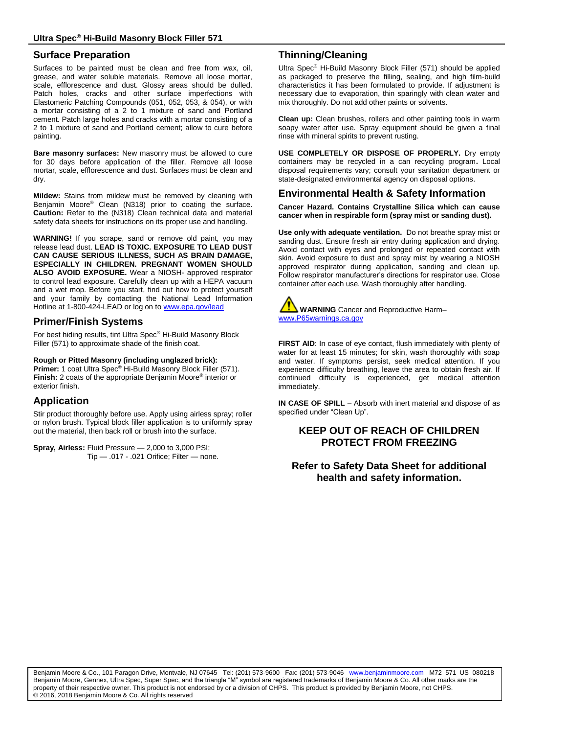## Surface Preparation

Surfaces to be painted must be clean and free from wax, oil, grease, and water soluble materials. Remove all loose mortar, scale, efflorescence and dust. Glossy areas should be dulled. Patch holes, cracks and other surface imperfections with Elastomeric Patching Compounds (051, 052, 053, & 054), or with a mortar consisting of a 2 to 1 mixture of sand and Portland cement. Patch large holes and cracks with a mortar consisting of a 2 to 1 mixture of sand and Portland cement; allow to cure before painting.

**Bare masonry surfaces:** New masonry must be allowed to cure for 30 days before application of the filler. Remove all loose mortar, scale, efflorescence and dust. Surfaces must be clean and dry.

**Mildew:** Stains from mildew must be removed by cleaning with Benjamin Moore® Clean (N318) prior to coating the surface. **Caution:** Refer to the (N318) Clean technical data and material safety data sheets for instructions on its proper use and handling.

**WARNING!** If you scrape, sand or remove old paint, you may release lead dust. **LEAD IS TOXIC. EXPOSURE TO LEAD DUST CAN CAUSE SERIOUS ILLNESS, SUCH AS BRAIN DAMAGE, ESPECIALLY IN CHILDREN. PREGNANT WOMEN SHOULD ALSO AVOID EXPOSURE.** Wear a NIOSH- approved respirator to control lead exposure. Carefully clean up with a HEPA vacuum and a wet mop. Before you start, find out how to protect yourself and your family by contacting the National Lead Information Hotline at 1-800-424-LEAD or log on to www.epa.gov/lead

## Primer/Finish Systems

For best hiding results, tint Ultra Spec® Hi-Build Masonry Block Filler (571) to approximate shade of the finish coat.

**Rough or Pitted Masonry (including unglazed brick):**
**Primer:** 1 coat Ultra Spec® Hi-Build Masonry Block Filler (571).
**Finish:** 2 coats of the appropriate Benjamin Moore® interior or exterior finish.

## Application

Stir product thoroughly before use. Apply using airless spray; roller or nylon brush. Typical block filler application is to uniformly spray out the material, then back roll or brush into the surface.

**Spray, Airless:** Fluid Pressure — 2,000 to 3,000 PSI;
Tip — .017 - .021 Orifice; Filter — none.

## Thinning/Cleaning

Ultra Spec® Hi-Build Masonry Block Filler (571) should be applied as packaged to preserve the filling, sealing, and high film-build characteristics it has been formulated to provide. If adjustment is necessary due to evaporation, thin sparingly with clean water and mix thoroughly. Do not add other paints or solvents.

**Clean up:** Clean brushes, rollers and other painting tools in warm soapy water after use. Spray equipment should be given a final rinse with mineral spirits to prevent rusting.

**USE COMPLETELY OR DISPOSE OF PROPERLY.** Dry empty containers may be recycled in a can recycling program. Local disposal requirements vary; consult your sanitation department or state-designated environmental agency on disposal options.

## Environmental Health & Safety Information

**Cancer Hazard. Contains Crystalline Silica which can cause cancer when in respirable form (spray mist or sanding dust).**

**Use only with adequate ventilation.** Do not breathe spray mist or sanding dust. Ensure fresh air entry during application and drying. Avoid contact with eyes and prolonged or repeated contact with skin. Avoid exposure to dust and spray mist by wearing a NIOSH approved respirator during application, sanding and clean up. Follow respirator manufacturer's directions for respirator use. Close container after each use. Wash thoroughly after handling.

**WARNING** Cancer and Reproductive Harm– www.P65warnings.ca.gov

**FIRST AID**: In case of eye contact, flush immediately with plenty of water for at least 15 minutes; for skin, wash thoroughly with soap and water. If symptoms persist, seek medical attention. If you experience difficulty breathing, leave the area to obtain fresh air. If continued difficulty is experienced, get medical attention immediately.

**IN CASE OF SPILL** – Absorb with inert material and dispose of as specified under "Clean Up".

**KEEP OUT OF REACH OF CHILDREN**
**PROTECT FROM FREEZING**

**Refer to Safety Data Sheet for additional health and safety information.**

Benjamin Moore & Co., 101 Paragon Drive, Montvale, NJ 07645 Tel: (201) 573-9600 Fax: (201) 573-9046 www.benjaminmoore.com M72 571 US 080218
Benjamin Moore, Gennex, Ultra Spec, Super Spec, and the triangle "M" symbol are registered trademarks of Benjamin Moore & Co. All other marks are the property of their respective owner. This product is not endorsed by or a division of CHPS. This product is provided by Benjamin Moore, not CHPS.
© 2016, 2018 Benjamin Moore & Co. All rights reserved